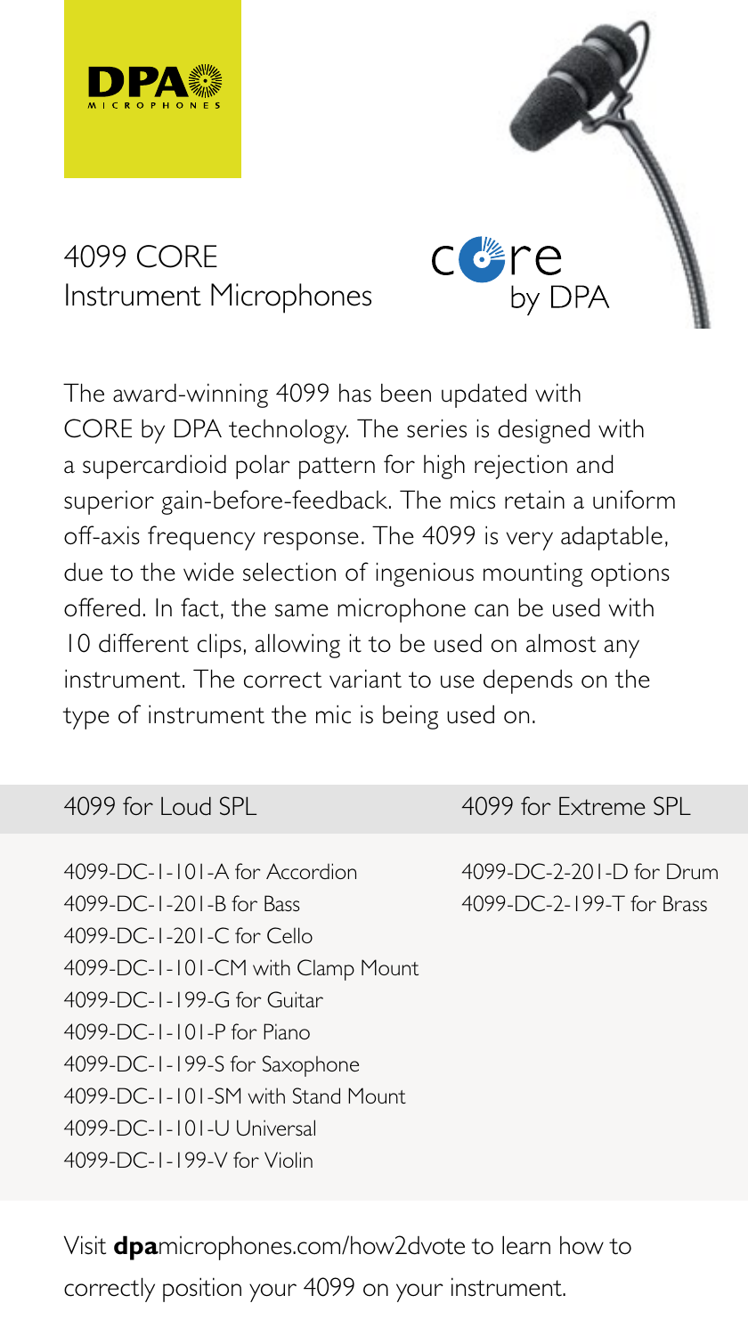DPA MICROPHONES

# 4099 CORE
## Instrument Microphones

core by DPA

The award-winning 4099 has been updated with CORE by DPA technology. The series is designed with a supercardioid polar pattern for high rejection and superior gain-before-feedback. The mics retain a uniform off-axis frequency response. The 4099 is very adaptable, due to the wide selection of ingenious mounting options offered. In fact, the same microphone can be used with 10 different clips, allowing it to be used on almost any instrument. The correct variant to use depends on the type of instrument the mic is being used on.

| 4099 for Loud SPL | 4099 for Extreme SPL |
|---|---|
| 4099-DC-1-101-A for Accordion | 4099-DC-2-201-D for Drum |
| 4099-DC-1-201-B for Bass | 4099-DC-2-199-T for Brass |
| 4099-DC-1-201-C for Cello | |
| 4099-DC-1-101-CM with Clamp Mount | |
| 4099-DC-1-199-G for Guitar | |
| 4099-DC-1-101-P for Piano | |
| 4099-DC-1-199-S for Saxophone | |
| 4099-DC-1-101-SM with Stand Mount | |
| 4099-DC-1-101-U Universal | |
| 4099-DC-1-199-V for Violin | |

Visit **dpa**microphones.com/how2dvote to learn how to correctly position your 4099 on your instrument.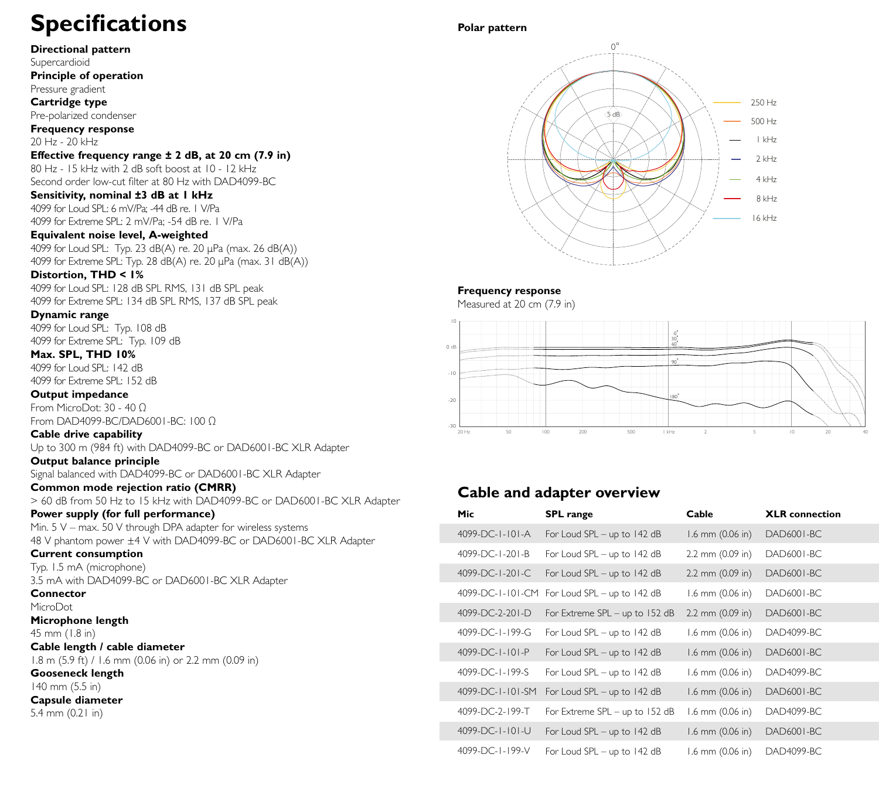# Specifications

**Directional pattern**
Supercardioid

**Principle of operation**
Pressure gradient

**Cartridge type**
Pre-polarized condenser

**Frequency response**
20 Hz - 20 kHz

**Effective frequency range ± 2 dB, at 20 cm (7.9 in)**
80 Hz - 15 kHz with 2 dB soft boost at 10 - 12 kHz
Second order low-cut filter at 80 Hz with DAD4099-BC

**Sensitivity, nominal ±3 dB at 1 kHz**
4099 for Loud SPL: 6 mV/Pa; -44 dB re. 1 V/Pa
4099 for Extreme SPL: 2 mV/Pa; -54 dB re. 1 V/Pa

**Equivalent noise level, A-weighted**
4099 for Loud SPL: Typ. 23 dB(A) re. 20 µPa (max. 26 dB(A))
4099 for Extreme SPL: Typ. 28 dB(A) re. 20 µPa (max. 31 dB(A))

**Distortion, THD < 1%**
4099 for Loud SPL: 128 dB SPL RMS, 131 dB SPL peak
4099 for Extreme SPL: 134 dB SPL RMS, 137 dB SPL peak

**Dynamic range**
4099 for Loud SPL: Typ. 108 dB
4099 for Extreme SPL: Typ. 109 dB

**Max. SPL, THD 10%**
4099 for Loud SPL: 142 dB
4099 for Extreme SPL: 152 dB

**Output impedance**
From MicroDot: 30 - 40 Ω
From DAD4099-BC/DAD6001-BC: 100 Ω

**Cable drive capability**
Up to 300 m (984 ft) with DAD4099-BC or DAD6001-BC XLR Adapter

**Output balance principle**
Signal balanced with DAD4099-BC or DAD6001-BC XLR Adapter

**Common mode rejection ratio (CMRR)**
> 60 dB from 50 Hz to 15 kHz with DAD4099-BC or DAD6001-BC XLR Adapter

**Power supply (for full performance)**
Min. 5 V – max. 50 V through DPA adapter for wireless systems
48 V phantom power ±4 V with DAD4099-BC or DAD6001-BC XLR Adapter

**Current consumption**
Typ. 1.5 mA (microphone)
3.5 mA with DAD4099-BC or DAD6001-BC XLR Adapter

**Connector**
MicroDot

**Microphone length**
45 mm (1.8 in)

**Cable length / cable diameter**
1.8 m (5.9 ft) / 1.6 mm (0.06 in) or 2.2 mm (0.09 in)

**Gooseneck length**
140 mm (5.5 in)

**Capsule diameter**
5.4 mm (0.21 in)

**Polar pattern**

0°
5 dB
250 Hz
500 Hz
1 kHz
2 kHz
4 kHz
8 kHz
16 kHz

**Frequency response**
Measured at 20 cm (7.9 in)

10
0 dB
-10
-20
-30
0°
30°
60°
90°
180°
20 Hz 50 100 200 500 1 kHz 2 5 10 20 40

## Cable and adapter overview

| Mic | SPL range | Cable | XLR connection |
|---|---|---|---|
| 4099-DC-1-101-A | For Loud SPL – up to 142 dB | 1.6 mm (0.06 in) | DAD6001-BC |
| 4099-DC-1-201-B | For Loud SPL – up to 142 dB | 2.2 mm (0.09 in) | DAD6001-BC |
| 4099-DC-1-201-C | For Loud SPL – up to 142 dB | 2.2 mm (0.09 in) | DAD6001-BC |
| 4099-DC-1-101-CM | For Loud SPL – up to 142 dB | 1.6 mm (0.06 in) | DAD6001-BC |
| 4099-DC-2-201-D | For Extreme SPL – up to 152 dB | 2.2 mm (0.09 in) | DAD6001-BC |
| 4099-DC-1-199-G | For Loud SPL – up to 142 dB | 1.6 mm (0.06 in) | DAD4099-BC |
| 4099-DC-1-101-P | For Loud SPL – up to 142 dB | 1.6 mm (0.06 in) | DAD6001-BC |
| 4099-DC-1-199-S | For Loud SPL – up to 142 dB | 1.6 mm (0.06 in) | DAD4099-BC |
| 4099-DC-1-101-SM | For Loud SPL – up to 142 dB | 1.6 mm (0.06 in) | DAD6001-BC |
| 4099-DC-2-199-T | For Extreme SPL – up to 152 dB | 1.6 mm (0.06 in) | DAD4099-BC |
| 4099-DC-1-101-U | For Loud SPL – up to 142 dB | 1.6 mm (0.06 in) | DAD6001-BC |
| 4099-DC-1-199-V | For Loud SPL – up to 142 dB | 1.6 mm (0.06 in) | DAD4099-BC |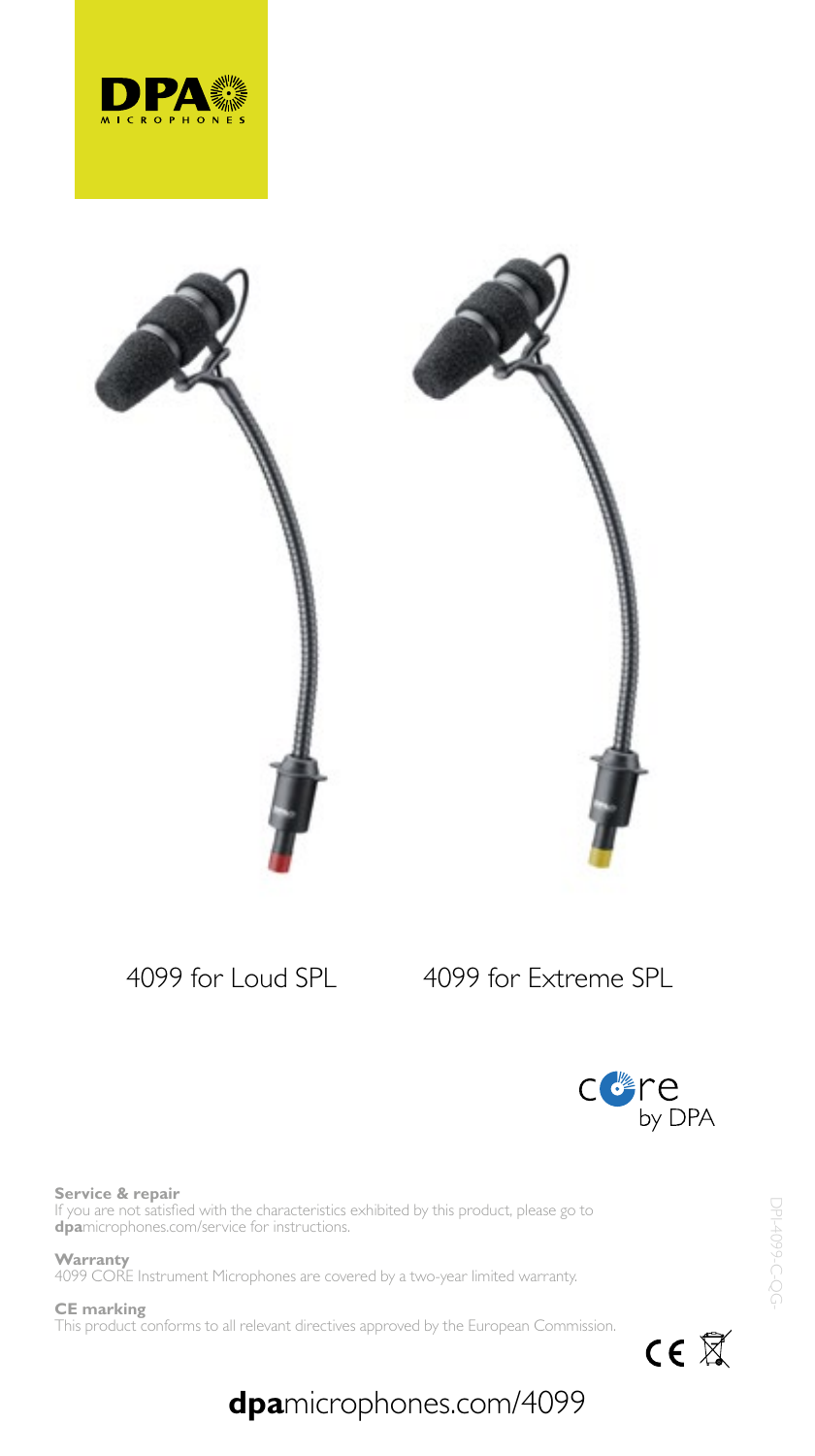DPA MICROPHONES

4099 for Loud SPL

4099 for Extreme SPL

core by DPA

**Service & repair**
If you are not satisfied with the characteristics exhibited by this product, please go to **dpa**microphones.com/service for instructions.

**Warranty**
4099 CORE Instrument Microphones are covered by a two-year limited warranty.

**CE marking**
This product conforms to all relevant directives approved by the European Commission.

DPI-4099-C-QG-

**dpa**microphones.com/4099